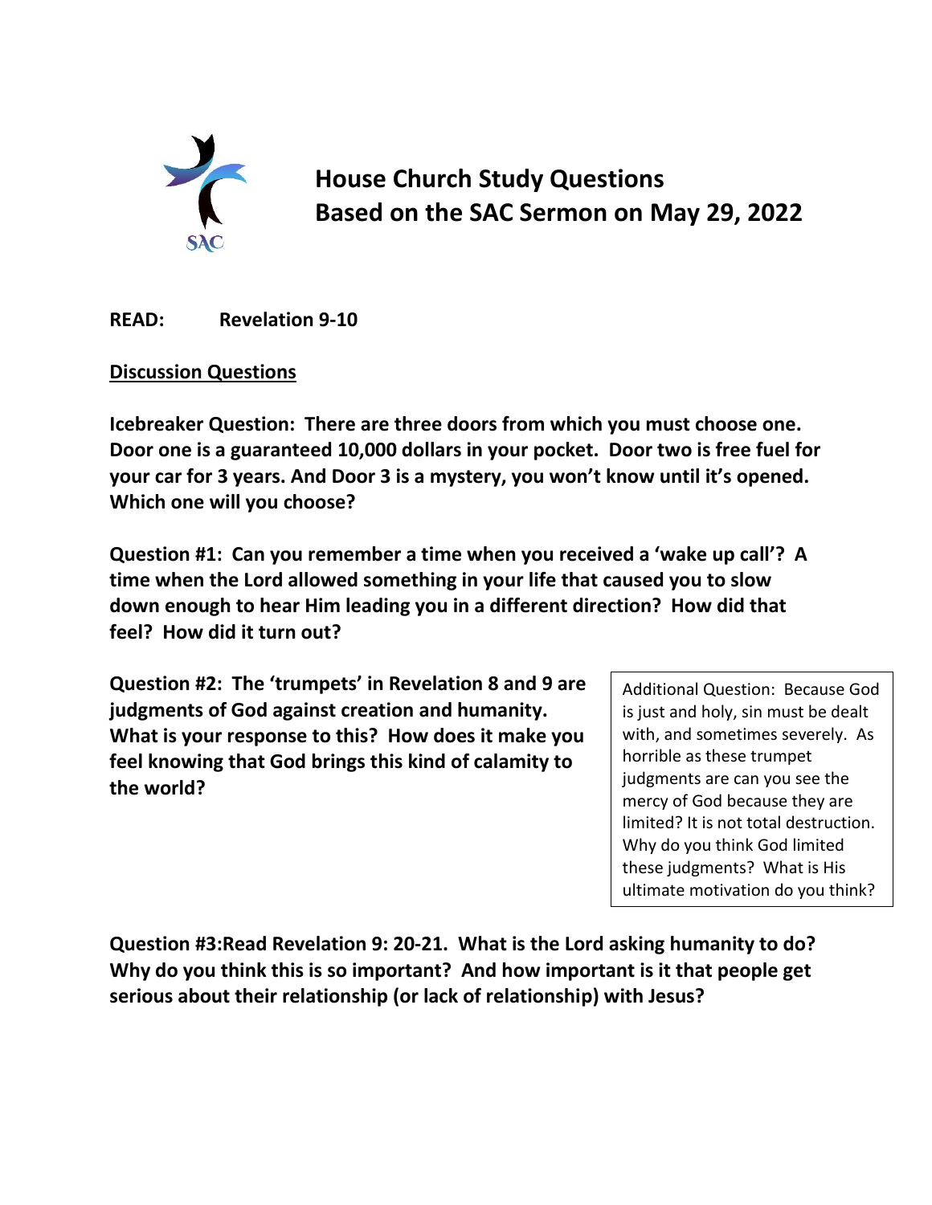SAC

# House Church Study Questions
# Based on the SAC Sermon on May 29, 2022

**READ: Revelation 9-10**

**Discussion Questions**

**Icebreaker Question: There are three doors from which you must choose one. Door one is a guaranteed 10,000 dollars in your pocket. Door two is free fuel for your car for 3 years. And Door 3 is a mystery, you won't know until it's opened. Which one will you choose?**

**Question #1: Can you remember a time when you received a 'wake up call'? A time when the Lord allowed something in your life that caused you to slow down enough to hear Him leading you in a different direction? How did that feel? How did it turn out?**

**Question #2: The 'trumpets' in Revelation 8 and 9 are judgments of God against creation and humanity. What is your response to this? How does it make you feel knowing that God brings this kind of calamity to the world?**

Additional Question: Because God is just and holy, sin must be dealt with, and sometimes severely. As horrible as these trumpet judgments are can you see the mercy of God because they are limited? It is not total destruction. Why do you think God limited these judgments? What is His ultimate motivation do you think?

**Question #3:Read Revelation 9: 20-21. What is the Lord asking humanity to do? Why do you think this is so important? And how important is it that people get serious about their relationship (or lack of relationship) with Jesus?**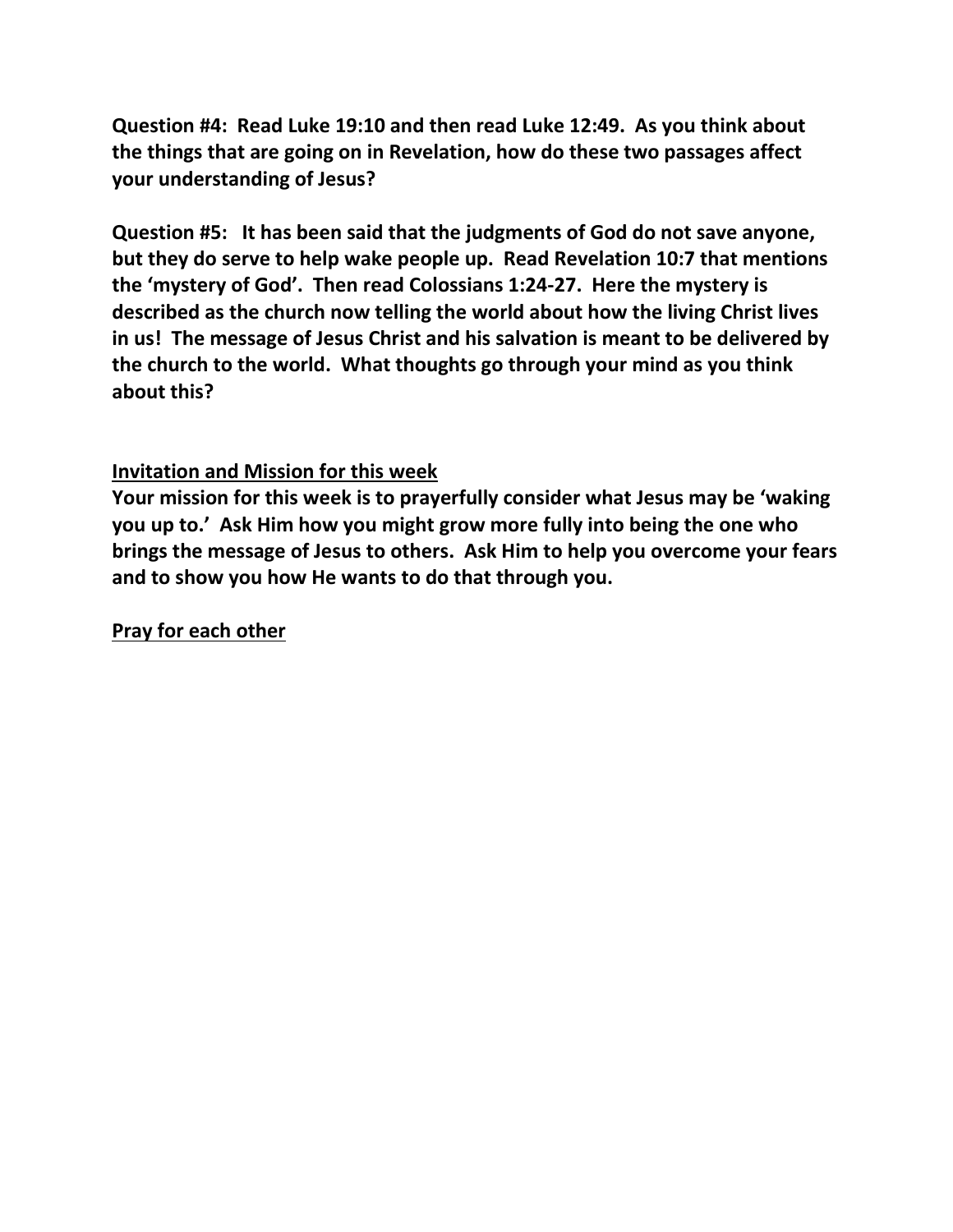**Question #4: Read Luke 19:10 and then read Luke 12:49. As you think about the things that are going on in Revelation, how do these two passages affect your understanding of Jesus?**

**Question #5: It has been said that the judgments of God do not save anyone, but they do serve to help wake people up. Read Revelation 10:7 that mentions the 'mystery of God'. Then read Colossians 1:24-27. Here the mystery is described as the church now telling the world about how the living Christ lives in us! The message of Jesus Christ and his salvation is meant to be delivered by the church to the world. What thoughts go through your mind as you think about this?**

**<u>Invitation and Mission for this week</u>**

**Your mission for this week is to prayerfully consider what Jesus may be 'waking you up to.' Ask Him how you might grow more fully into being the one who brings the message of Jesus to others. Ask Him to help you overcome your fears and to show you how He wants to do that through you.**

**<u>Pray for each other</u>**